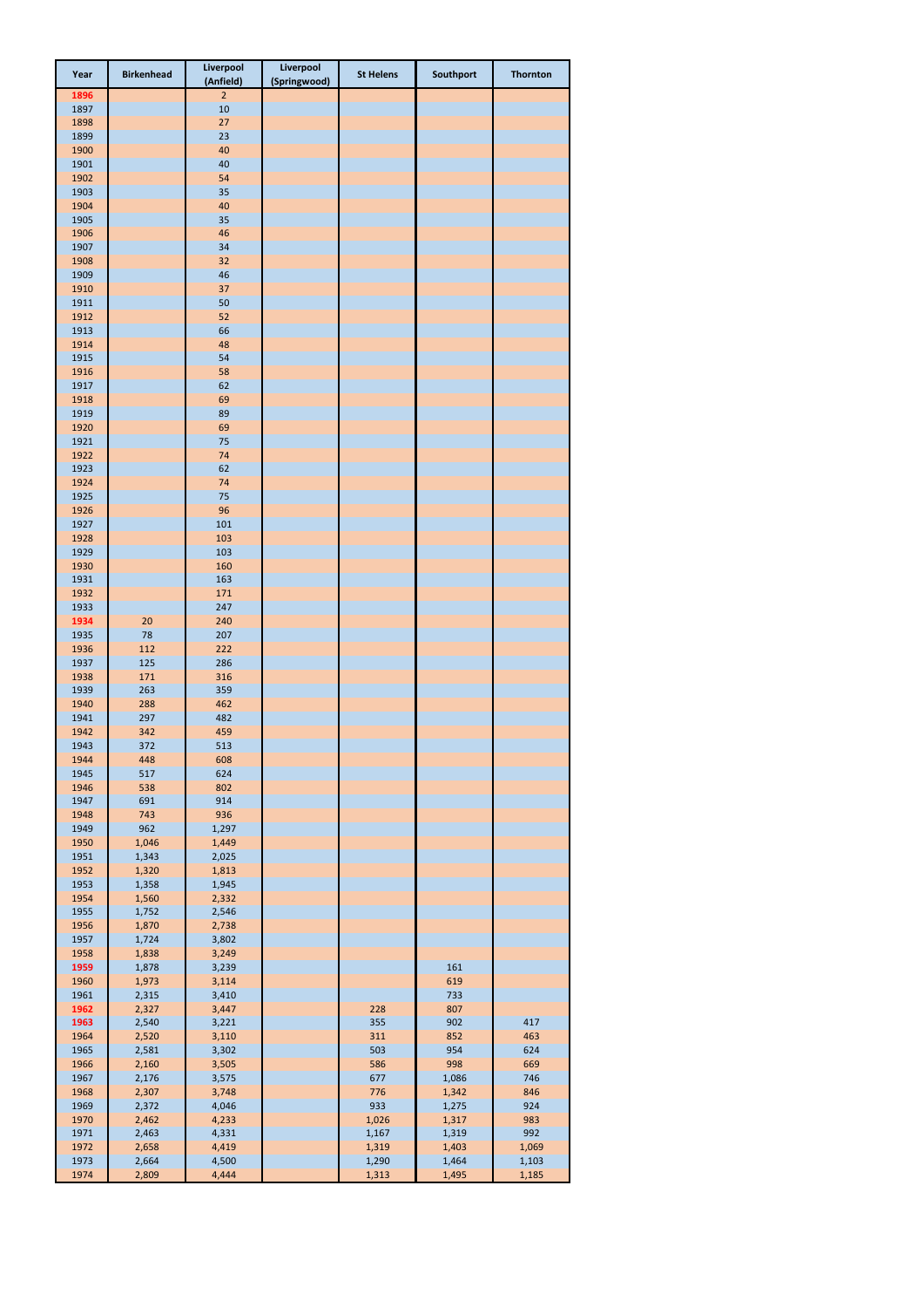| Year | Birkenhead | Liverpool (Anfield) | Liverpool (Springwood) | St Helens | Southport | Thornton |
|---|---|---|---|---|---|---|
| 1896 | | 2 | | | | |
| 1897 | | 10 | | | | |
| 1898 | | 27 | | | | |
| 1899 | | 23 | | | | |
| 1900 | | 40 | | | | |
| 1901 | | 40 | | | | |
| 1902 | | 54 | | | | |
| 1903 | | 35 | | | | |
| 1904 | | 40 | | | | |
| 1905 | | 35 | | | | |
| 1906 | | 46 | | | | |
| 1907 | | 34 | | | | |
| 1908 | | 32 | | | | |
| 1909 | | 46 | | | | |
| 1910 | | 37 | | | | |
| 1911 | | 50 | | | | |
| 1912 | | 52 | | | | |
| 1913 | | 66 | | | | |
| 1914 | | 48 | | | | |
| 1915 | | 54 | | | | |
| 1916 | | 58 | | | | |
| 1917 | | 62 | | | | |
| 1918 | | 69 | | | | |
| 1919 | | 89 | | | | |
| 1920 | | 69 | | | | |
| 1921 | | 75 | | | | |
| 1922 | | 74 | | | | |
| 1923 | | 62 | | | | |
| 1924 | | 74 | | | | |
| 1925 | | 75 | | | | |
| 1926 | | 96 | | | | |
| 1927 | | 101 | | | | |
| 1928 | | 103 | | | | |
| 1929 | | 103 | | | | |
| 1930 | | 160 | | | | |
| 1931 | | 163 | | | | |
| 1932 | | 171 | | | | |
| 1933 | | 247 | | | | |
| 1934 | 20 | 240 | | | | |
| 1935 | 78 | 207 | | | | |
| 1936 | 112 | 222 | | | | |
| 1937 | 125 | 286 | | | | |
| 1938 | 171 | 316 | | | | |
| 1939 | 263 | 359 | | | | |
| 1940 | 288 | 462 | | | | |
| 1941 | 297 | 482 | | | | |
| 1942 | 342 | 459 | | | | |
| 1943 | 372 | 513 | | | | |
| 1944 | 448 | 608 | | | | |
| 1945 | 517 | 624 | | | | |
| 1946 | 538 | 802 | | | | |
| 1947 | 691 | 914 | | | | |
| 1948 | 743 | 936 | | | | |
| 1949 | 962 | 1,297 | | | | |
| 1950 | 1,046 | 1,449 | | | | |
| 1951 | 1,343 | 2,025 | | | | |
| 1952 | 1,320 | 1,813 | | | | |
| 1953 | 1,358 | 1,945 | | | | |
| 1954 | 1,560 | 2,332 | | | | |
| 1955 | 1,752 | 2,546 | | | | |
| 1956 | 1,870 | 2,738 | | | | |
| 1957 | 1,724 | 3,802 | | | | |
| 1958 | 1,838 | 3,249 | | | | |
| 1959 | 1,878 | 3,239 | | | 161 | |
| 1960 | 1,973 | 3,114 | | | 619 | |
| 1961 | 2,315 | 3,410 | | | 733 | |
| 1962 | 2,327 | 3,447 | | 228 | 807 | |
| 1963 | 2,540 | 3,221 | | 355 | 902 | 417 |
| 1964 | 2,520 | 3,110 | | 311 | 852 | 463 |
| 1965 | 2,581 | 3,302 | | 503 | 954 | 624 |
| 1966 | 2,160 | 3,505 | | 586 | 998 | 669 |
| 1967 | 2,176 | 3,575 | | 677 | 1,086 | 746 |
| 1968 | 2,307 | 3,748 | | 776 | 1,342 | 846 |
| 1969 | 2,372 | 4,046 | | 933 | 1,275 | 924 |
| 1970 | 2,462 | 4,233 | | 1,026 | 1,317 | 983 |
| 1971 | 2,463 | 4,331 | | 1,167 | 1,319 | 992 |
| 1972 | 2,658 | 4,419 | | 1,319 | 1,403 | 1,069 |
| 1973 | 2,664 | 4,500 | | 1,290 | 1,464 | 1,103 |
| 1974 | 2,809 | 4,444 | | 1,313 | 1,495 | 1,185 |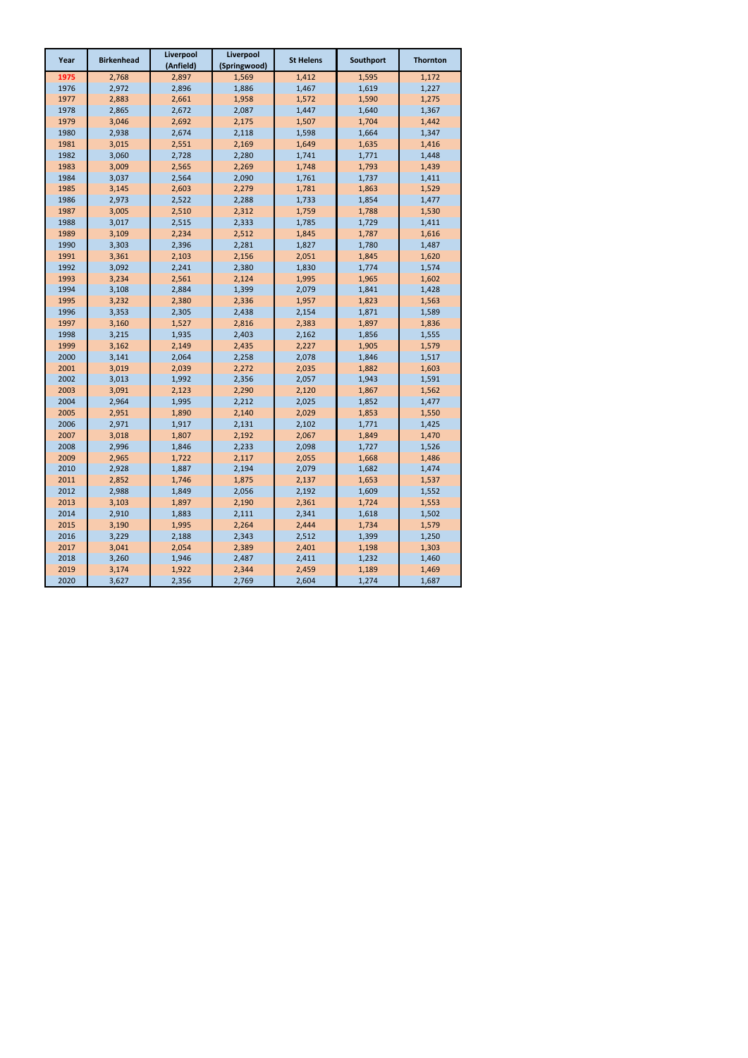| Year | Birkenhead | Liverpool (Anfield) | Liverpool (Springwood) | St Helens | Southport | Thornton |
|---|---|---|---|---|---|---|
| 1975 | 2,768 | 2,897 | 1,569 | 1,412 | 1,595 | 1,172 |
| 1976 | 2,972 | 2,896 | 1,886 | 1,467 | 1,619 | 1,227 |
| 1977 | 2,883 | 2,661 | 1,958 | 1,572 | 1,590 | 1,275 |
| 1978 | 2,865 | 2,672 | 2,087 | 1,447 | 1,640 | 1,367 |
| 1979 | 3,046 | 2,692 | 2,175 | 1,507 | 1,704 | 1,442 |
| 1980 | 2,938 | 2,674 | 2,118 | 1,598 | 1,664 | 1,347 |
| 1981 | 3,015 | 2,551 | 2,169 | 1,649 | 1,635 | 1,416 |
| 1982 | 3,060 | 2,728 | 2,280 | 1,741 | 1,771 | 1,448 |
| 1983 | 3,009 | 2,565 | 2,269 | 1,748 | 1,793 | 1,439 |
| 1984 | 3,037 | 2,564 | 2,090 | 1,761 | 1,737 | 1,411 |
| 1985 | 3,145 | 2,603 | 2,279 | 1,781 | 1,863 | 1,529 |
| 1986 | 2,973 | 2,522 | 2,288 | 1,733 | 1,854 | 1,477 |
| 1987 | 3,005 | 2,510 | 2,312 | 1,759 | 1,788 | 1,530 |
| 1988 | 3,017 | 2,515 | 2,333 | 1,785 | 1,729 | 1,411 |
| 1989 | 3,109 | 2,234 | 2,512 | 1,845 | 1,787 | 1,616 |
| 1990 | 3,303 | 2,396 | 2,281 | 1,827 | 1,780 | 1,487 |
| 1991 | 3,361 | 2,103 | 2,156 | 2,051 | 1,845 | 1,620 |
| 1992 | 3,092 | 2,241 | 2,380 | 1,830 | 1,774 | 1,574 |
| 1993 | 3,234 | 2,561 | 2,124 | 1,995 | 1,965 | 1,602 |
| 1994 | 3,108 | 2,884 | 1,399 | 2,079 | 1,841 | 1,428 |
| 1995 | 3,232 | 2,380 | 2,336 | 1,957 | 1,823 | 1,563 |
| 1996 | 3,353 | 2,305 | 2,438 | 2,154 | 1,871 | 1,589 |
| 1997 | 3,160 | 1,527 | 2,816 | 2,383 | 1,897 | 1,836 |
| 1998 | 3,215 | 1,935 | 2,403 | 2,162 | 1,856 | 1,555 |
| 1999 | 3,162 | 2,149 | 2,435 | 2,227 | 1,905 | 1,579 |
| 2000 | 3,141 | 2,064 | 2,258 | 2,078 | 1,846 | 1,517 |
| 2001 | 3,019 | 2,039 | 2,272 | 2,035 | 1,882 | 1,603 |
| 2002 | 3,013 | 1,992 | 2,356 | 2,057 | 1,943 | 1,591 |
| 2003 | 3,091 | 2,123 | 2,290 | 2,120 | 1,867 | 1,562 |
| 2004 | 2,964 | 1,995 | 2,212 | 2,025 | 1,852 | 1,477 |
| 2005 | 2,951 | 1,890 | 2,140 | 2,029 | 1,853 | 1,550 |
| 2006 | 2,971 | 1,917 | 2,131 | 2,102 | 1,771 | 1,425 |
| 2007 | 3,018 | 1,807 | 2,192 | 2,067 | 1,849 | 1,470 |
| 2008 | 2,996 | 1,846 | 2,233 | 2,098 | 1,727 | 1,526 |
| 2009 | 2,965 | 1,722 | 2,117 | 2,055 | 1,668 | 1,486 |
| 2010 | 2,928 | 1,887 | 2,194 | 2,079 | 1,682 | 1,474 |
| 2011 | 2,852 | 1,746 | 1,875 | 2,137 | 1,653 | 1,537 |
| 2012 | 2,988 | 1,849 | 2,056 | 2,192 | 1,609 | 1,552 |
| 2013 | 3,103 | 1,897 | 2,190 | 2,361 | 1,724 | 1,553 |
| 2014 | 2,910 | 1,883 | 2,111 | 2,341 | 1,618 | 1,502 |
| 2015 | 3,190 | 1,995 | 2,264 | 2,444 | 1,734 | 1,579 |
| 2016 | 3,229 | 2,188 | 2,343 | 2,512 | 1,399 | 1,250 |
| 2017 | 3,041 | 2,054 | 2,389 | 2,401 | 1,198 | 1,303 |
| 2018 | 3,260 | 1,946 | 2,487 | 2,411 | 1,232 | 1,460 |
| 2019 | 3,174 | 1,922 | 2,344 | 2,459 | 1,189 | 1,469 |
| 2020 | 3,627 | 2,356 | 2,769 | 2,604 | 1,274 | 1,687 |